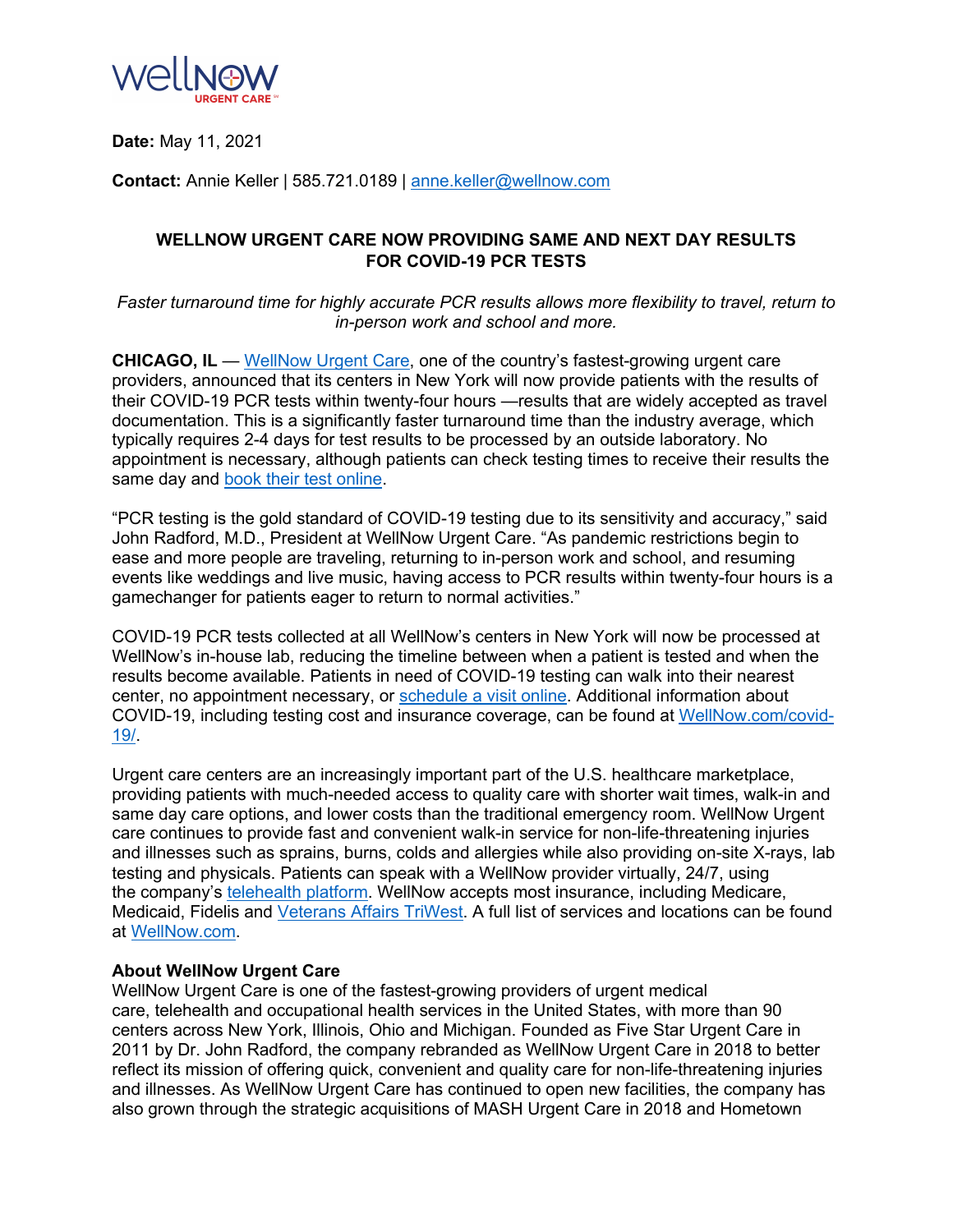WellNow URGENT CARE

**Date:** May 11, 2021

**Contact:** Annie Keller | 585.721.0189 | anne.keller@wellnow.com

## WELLNOW URGENT CARE NOW PROVIDING SAME AND NEXT DAY RESULTS FOR COVID-19 PCR TESTS

*Faster turnaround time for highly accurate PCR results allows more flexibility to travel, return to in-person work and school and more.*

**CHICAGO, IL** — WellNow Urgent Care, one of the country's fastest-growing urgent care providers, announced that its centers in New York will now provide patients with the results of their COVID-19 PCR tests within twenty-four hours —results that are widely accepted as travel documentation. This is a significantly faster turnaround time than the industry average, which typically requires 2-4 days for test results to be processed by an outside laboratory. No appointment is necessary, although patients can check testing times to receive their results the same day and book their test online.

"PCR testing is the gold standard of COVID-19 testing due to its sensitivity and accuracy," said John Radford, M.D., President at WellNow Urgent Care. "As pandemic restrictions begin to ease and more people are traveling, returning to in-person work and school, and resuming events like weddings and live music, having access to PCR results within twenty-four hours is a gamechanger for patients eager to return to normal activities."

COVID-19 PCR tests collected at all WellNow's centers in New York will now be processed at WellNow's in-house lab, reducing the timeline between when a patient is tested and when the results become available. Patients in need of COVID-19 testing can walk into their nearest center, no appointment necessary, or schedule a visit online. Additional information about COVID-19, including testing cost and insurance coverage, can be found at WellNow.com/covid-19/.

Urgent care centers are an increasingly important part of the U.S. healthcare marketplace, providing patients with much-needed access to quality care with shorter wait times, walk-in and same day care options, and lower costs than the traditional emergency room. WellNow Urgent care continues to provide fast and convenient walk-in service for non-life-threatening injuries and illnesses such as sprains, burns, colds and allergies while also providing on-site X-rays, lab testing and physicals. Patients can speak with a WellNow provider virtually, 24/7, using the company's telehealth platform. WellNow accepts most insurance, including Medicare, Medicaid, Fidelis and Veterans Affairs TriWest. A full list of services and locations can be found at WellNow.com.

**About WellNow Urgent Care**

WellNow Urgent Care is one of the fastest-growing providers of urgent medical care, telehealth and occupational health services in the United States, with more than 90 centers across New York, Illinois, Ohio and Michigan. Founded as Five Star Urgent Care in 2011 by Dr. John Radford, the company rebranded as WellNow Urgent Care in 2018 to better reflect its mission of offering quick, convenient and quality care for non-life-threatening injuries and illnesses. As WellNow Urgent Care has continued to open new facilities, the company has also grown through the strategic acquisitions of MASH Urgent Care in 2018 and Hometown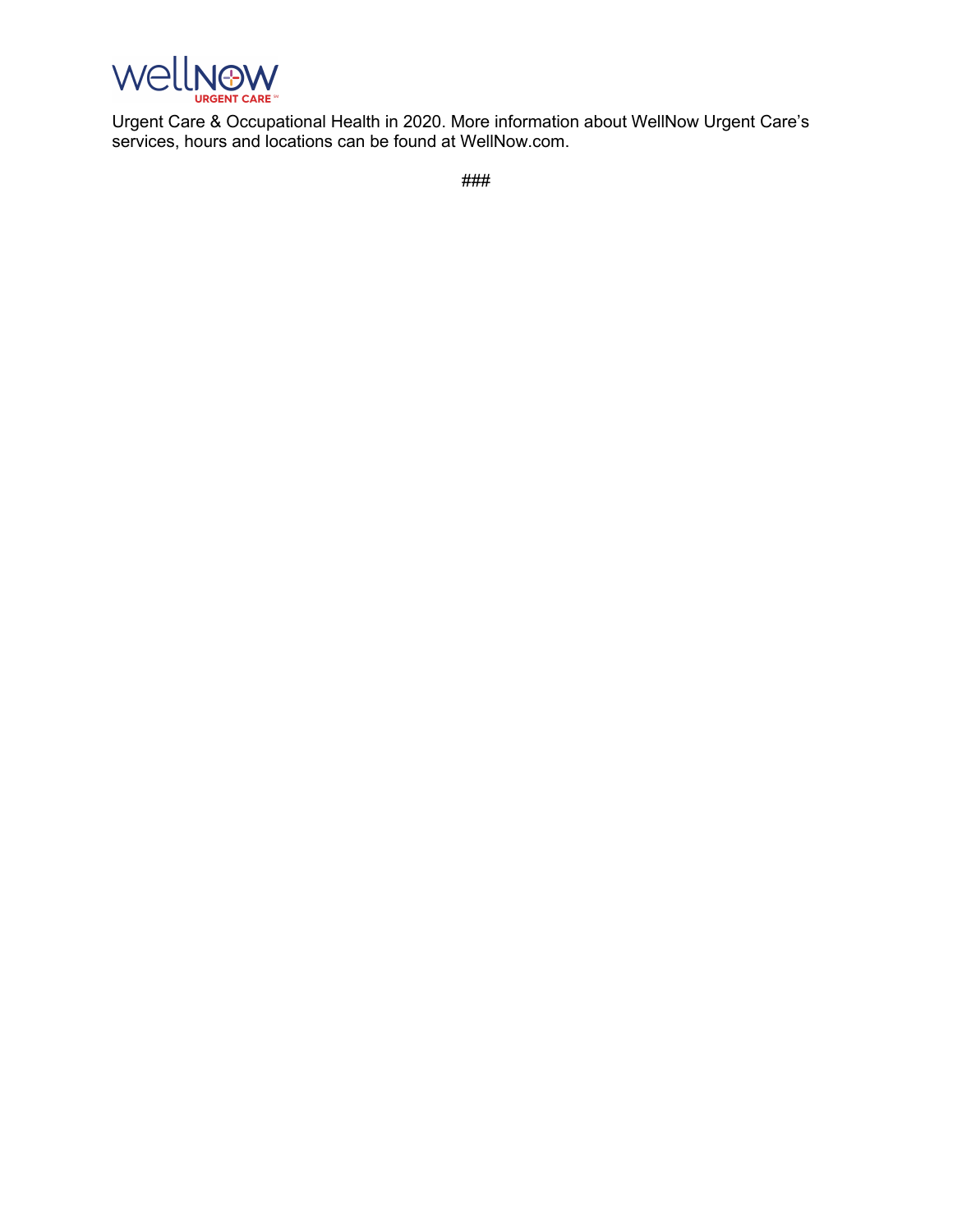Urgent Care & Occupational Health in 2020. More information about WellNow Urgent Care's services, hours and locations can be found at WellNow.com.

###